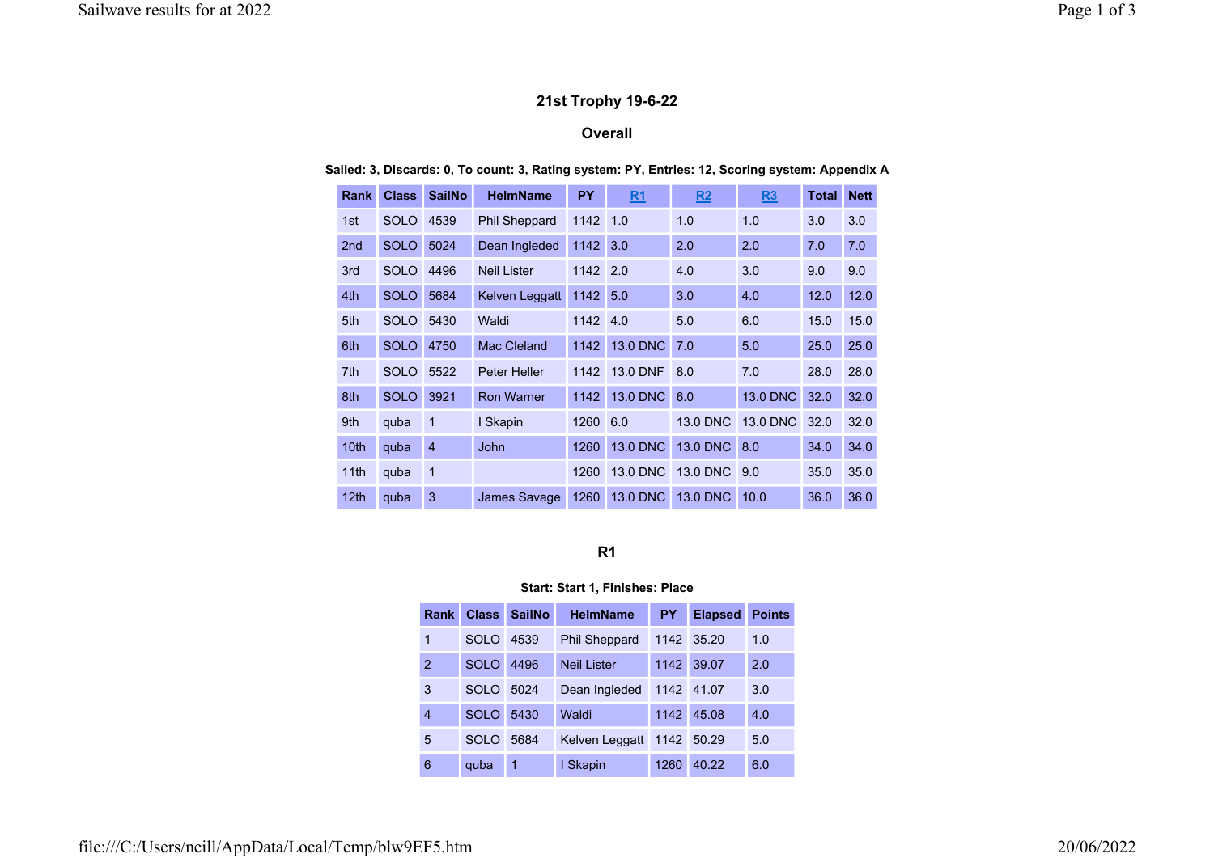# 21st Trophy 19-6-22

## Overall

**Sailed: 3, Discards: 0, To count: 3, Rating system: PY, Entries: 12, Scoring system: Appendix A**

| Rank | Class | SailNo | HelmName | PY | R1 | R2 | R3 | Total | Nett |
|---|---|---|---|---|---|---|---|---|---|
| 1st | SOLO | 4539 | Phil Sheppard | 1142 | 1.0 | 1.0 | 1.0 | 3.0 | 3.0 |
| 2nd | SOLO | 5024 | Dean Ingleded | 1142 | 3.0 | 2.0 | 2.0 | 7.0 | 7.0 |
| 3rd | SOLO | 4496 | Neil Lister | 1142 | 2.0 | 4.0 | 3.0 | 9.0 | 9.0 |
| 4th | SOLO | 5684 | Kelven Leggatt | 1142 | 5.0 | 3.0 | 4.0 | 12.0 | 12.0 |
| 5th | SOLO | 5430 | Waldi | 1142 | 4.0 | 5.0 | 6.0 | 15.0 | 15.0 |
| 6th | SOLO | 4750 | Mac Cleland | 1142 | 13.0 DNC | 7.0 | 5.0 | 25.0 | 25.0 |
| 7th | SOLO | 5522 | Peter Heller | 1142 | 13.0 DNF | 8.0 | 7.0 | 28.0 | 28.0 |
| 8th | SOLO | 3921 | Ron Warner | 1142 | 13.0 DNC | 6.0 | 13.0 DNC | 32.0 | 32.0 |
| 9th | quba | 1 | I Skapin | 1260 | 6.0 | 13.0 DNC | 13.0 DNC | 32.0 | 32.0 |
| 10th | quba | 4 | John | 1260 | 13.0 DNC | 13.0 DNC | 8.0 | 34.0 | 34.0 |
| 11th | quba | 1 | | 1260 | 13.0 DNC | 13.0 DNC | 9.0 | 35.0 | 35.0 |
| 12th | quba | 3 | James Savage | 1260 | 13.0 DNC | 13.0 DNC | 10.0 | 36.0 | 36.0 |

## R1

**Start: Start 1, Finishes: Place**

| Rank | Class | SailNo | HelmName | PY | Elapsed | Points |
|---|---|---|---|---|---|---|
| 1 | SOLO | 4539 | Phil Sheppard | 1142 | 35.20 | 1.0 |
| 2 | SOLO | 4496 | Neil Lister | 1142 | 39.07 | 2.0 |
| 3 | SOLO | 5024 | Dean Ingleded | 1142 | 41.07 | 3.0 |
| 4 | SOLO | 5430 | Waldi | 1142 | 45.08 | 4.0 |
| 5 | SOLO | 5684 | Kelven Leggatt | 1142 | 50.29 | 5.0 |
| 6 | quba | 1 | I Skapin | 1260 | 40.22 | 6.0 |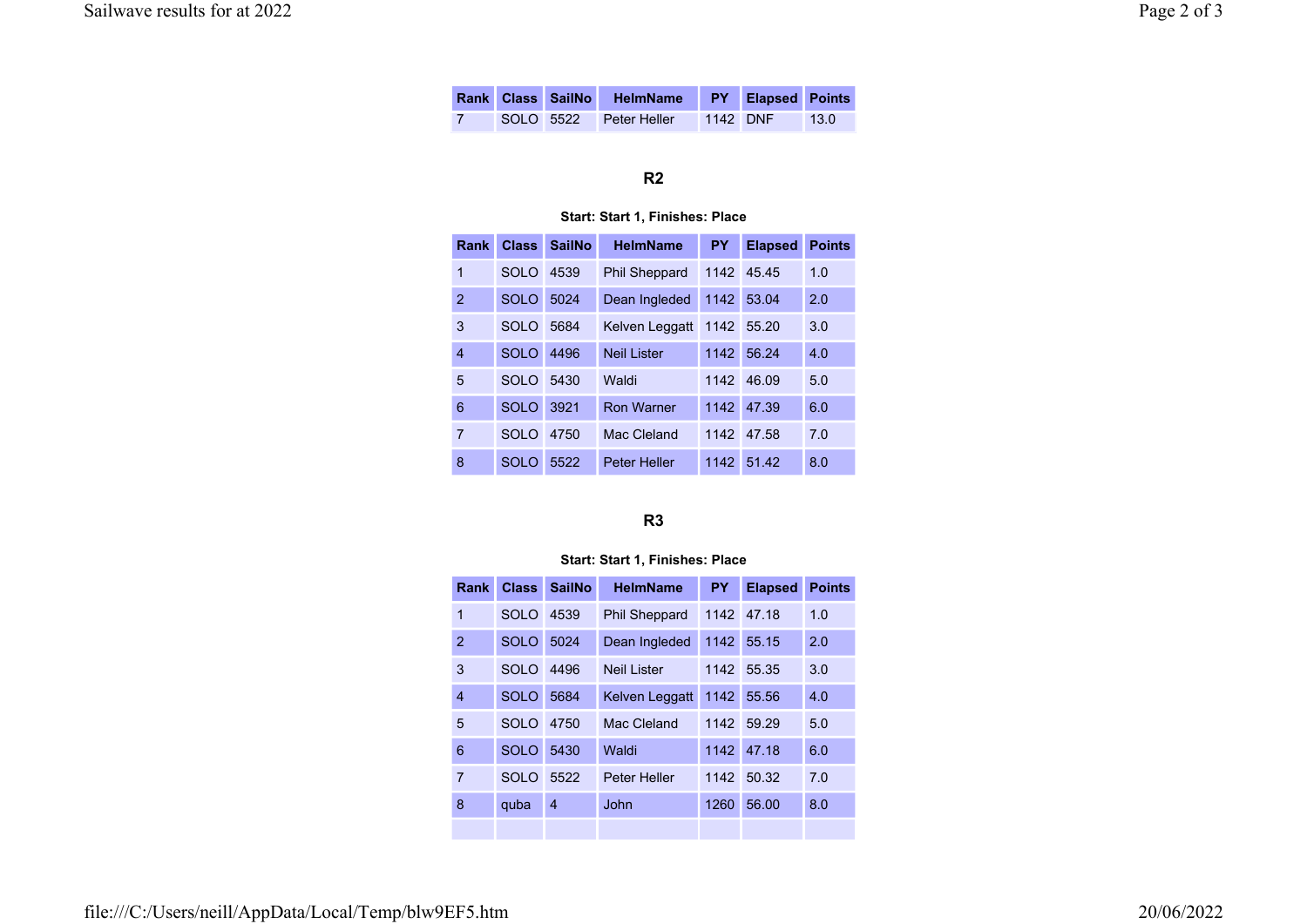| Rank | Class | SailNo | HelmName | PY | Elapsed | Points |
|---|---|---|---|---|---|---|
| 7 | SOLO | 5522 | Peter Heller | 1142 | DNF | 13.0 |

### R2

**Start: Start 1, Finishes: Place**

| Rank | Class | SailNo | HelmName | PY | Elapsed | Points |
|---|---|---|---|---|---|---|
| 1 | SOLO | 4539 | Phil Sheppard | 1142 | 45.45 | 1.0 |
| 2 | SOLO | 5024 | Dean Ingleded | 1142 | 53.04 | 2.0 |
| 3 | SOLO | 5684 | Kelven Leggatt | 1142 | 55.20 | 3.0 |
| 4 | SOLO | 4496 | Neil Lister | 1142 | 56.24 | 4.0 |
| 5 | SOLO | 5430 | Waldi | 1142 | 46.09 | 5.0 |
| 6 | SOLO | 3921 | Ron Warner | 1142 | 47.39 | 6.0 |
| 7 | SOLO | 4750 | Mac Cleland | 1142 | 47.58 | 7.0 |
| 8 | SOLO | 5522 | Peter Heller | 1142 | 51.42 | 8.0 |

### R3

**Start: Start 1, Finishes: Place**

| Rank | Class | SailNo | HelmName | PY | Elapsed | Points |
|---|---|---|---|---|---|---|
| 1 | SOLO | 4539 | Phil Sheppard | 1142 | 47.18 | 1.0 |
| 2 | SOLO | 5024 | Dean Ingleded | 1142 | 55.15 | 2.0 |
| 3 | SOLO | 4496 | Neil Lister | 1142 | 55.35 | 3.0 |
| 4 | SOLO | 5684 | Kelven Leggatt | 1142 | 55.56 | 4.0 |
| 5 | SOLO | 4750 | Mac Cleland | 1142 | 59.29 | 5.0 |
| 6 | SOLO | 5430 | Waldi | 1142 | 47.18 | 6.0 |
| 7 | SOLO | 5522 | Peter Heller | 1142 | 50.32 | 7.0 |
| 8 | quba | 4 | John | 1260 | 56.00 | 8.0 |
| | | | | | | |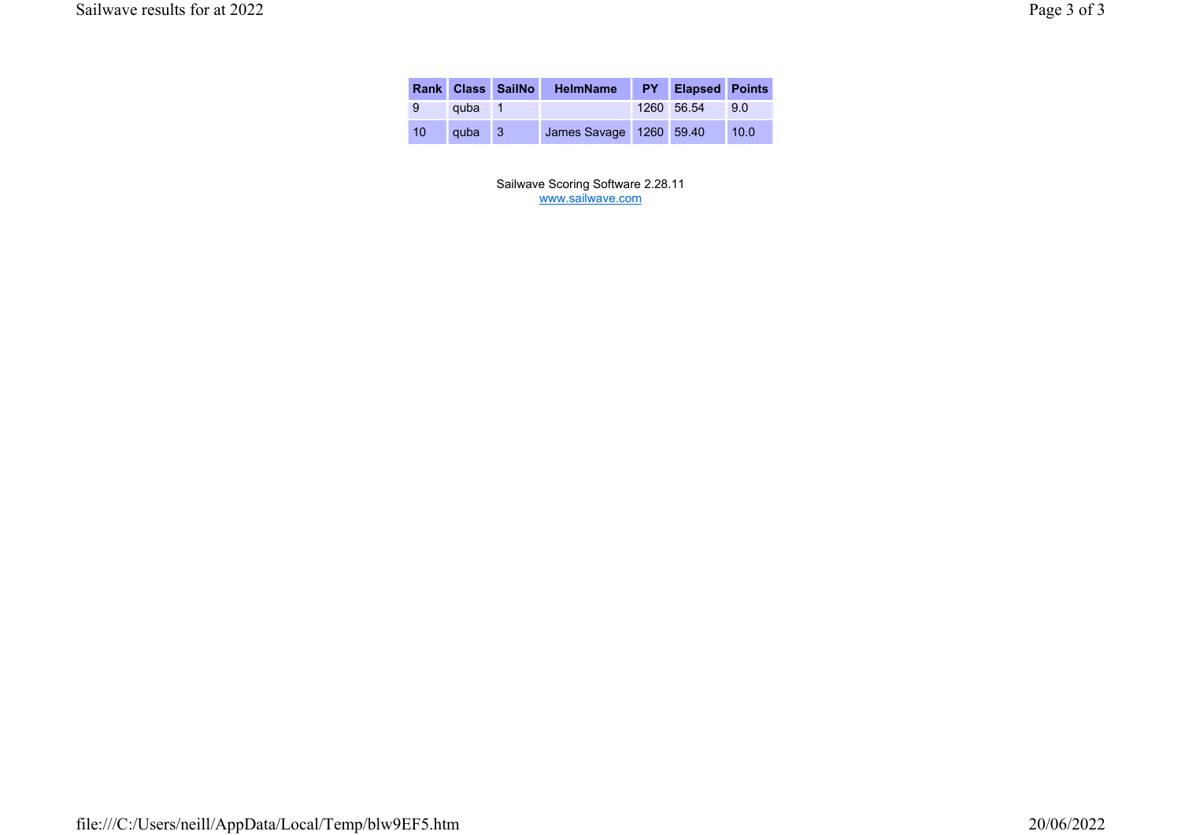| Rank | Class | SailNo | HelmName | PY | Elapsed | Points |
|---|---|---|---|---|---|---|
| 9 | quba | 1 | | 1260 | 56.54 | 9.0 |
| 10 | quba | 3 | James Savage | 1260 | 59.40 | 10.0 |

Sailwave Scoring Software 2.28.11
www.sailwave.com